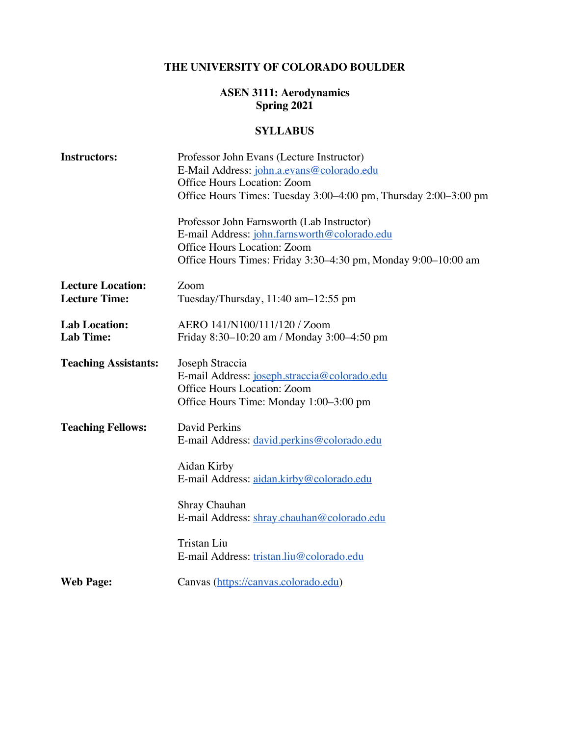# THE UNIVERSITY OF COLORADO BOULDER

## ASEN 3111: Aerodynamics
## Spring 2021

## SYLLABUS

**Instructors:**

Professor John Evans (Lecture Instructor)
E-Mail Address: john.a.evans@colorado.edu
Office Hours Location: Zoom
Office Hours Times: Tuesday 3:00–4:00 pm, Thursday 2:00–3:00 pm

Professor John Farnsworth (Lab Instructor)
E-mail Address: john.farnsworth@colorado.edu
Office Hours Location: Zoom
Office Hours Times: Friday 3:30–4:30 pm, Monday 9:00–10:00 am

**Lecture Location:** Zoom
**Lecture Time:** Tuesday/Thursday, 11:40 am–12:55 pm

**Lab Location:** AERO 141/N100/111/120 / Zoom
**Lab Time:** Friday 8:30–10:20 am / Monday 3:00–4:50 pm

**Teaching Assistants:**

Joseph Straccia
E-mail Address: joseph.straccia@colorado.edu
Office Hours Location: Zoom
Office Hours Time: Monday 1:00–3:00 pm

**Teaching Fellows:**

David Perkins
E-mail Address: david.perkins@colorado.edu

Aidan Kirby
E-mail Address: aidan.kirby@colorado.edu

Shray Chauhan
E-mail Address: shray.chauhan@colorado.edu

Tristan Liu
E-mail Address: tristan.liu@colorado.edu

**Web Page:** Canvas (https://canvas.colorado.edu)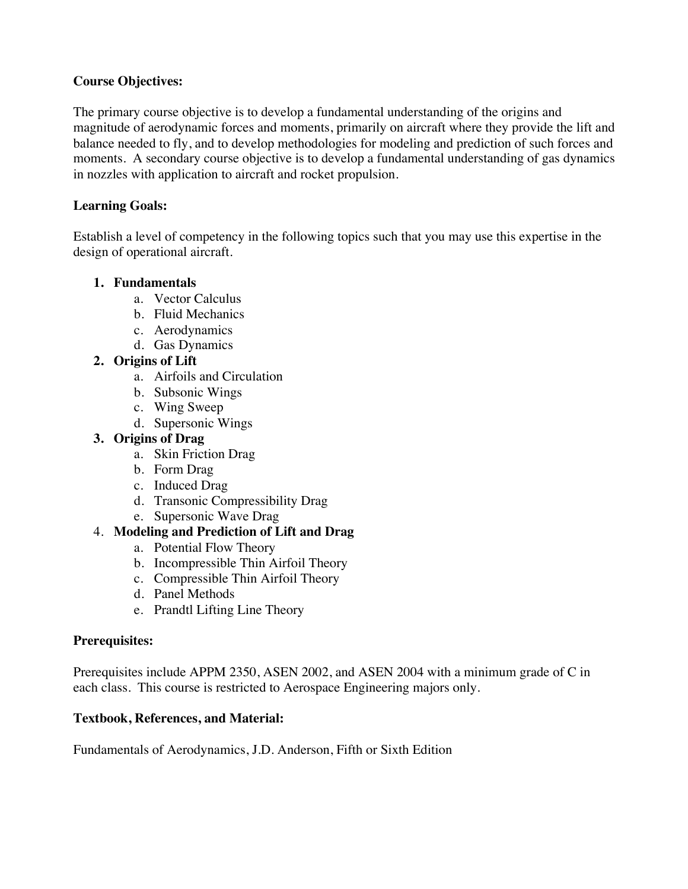**Course Objectives:**

The primary course objective is to develop a fundamental understanding of the origins and magnitude of aerodynamic forces and moments, primarily on aircraft where they provide the lift and balance needed to fly, and to develop methodologies for modeling and prediction of such forces and moments. A secondary course objective is to develop a fundamental understanding of gas dynamics in nozzles with application to aircraft and rocket propulsion.

**Learning Goals:**

Establish a level of competency in the following topics such that you may use this expertise in the design of operational aircraft.

1. **Fundamentals**
    a. Vector Calculus
    b. Fluid Mechanics
    c. Aerodynamics
    d. Gas Dynamics
2. **Origins of Lift**
    a. Airfoils and Circulation
    b. Subsonic Wings
    c. Wing Sweep
    d. Supersonic Wings
3. **Origins of Drag**
    a. Skin Friction Drag
    b. Form Drag
    c. Induced Drag
    d. Transonic Compressibility Drag
    e. Supersonic Wave Drag
4. **Modeling and Prediction of Lift and Drag**
    a. Potential Flow Theory
    b. Incompressible Thin Airfoil Theory
    c. Compressible Thin Airfoil Theory
    d. Panel Methods
    e. Prandtl Lifting Line Theory

**Prerequisites:**

Prerequisites include APPM 2350, ASEN 2002, and ASEN 2004 with a minimum grade of C in each class. This course is restricted to Aerospace Engineering majors only.

**Textbook, References, and Material:**

Fundamentals of Aerodynamics, J.D. Anderson, Fifth or Sixth Edition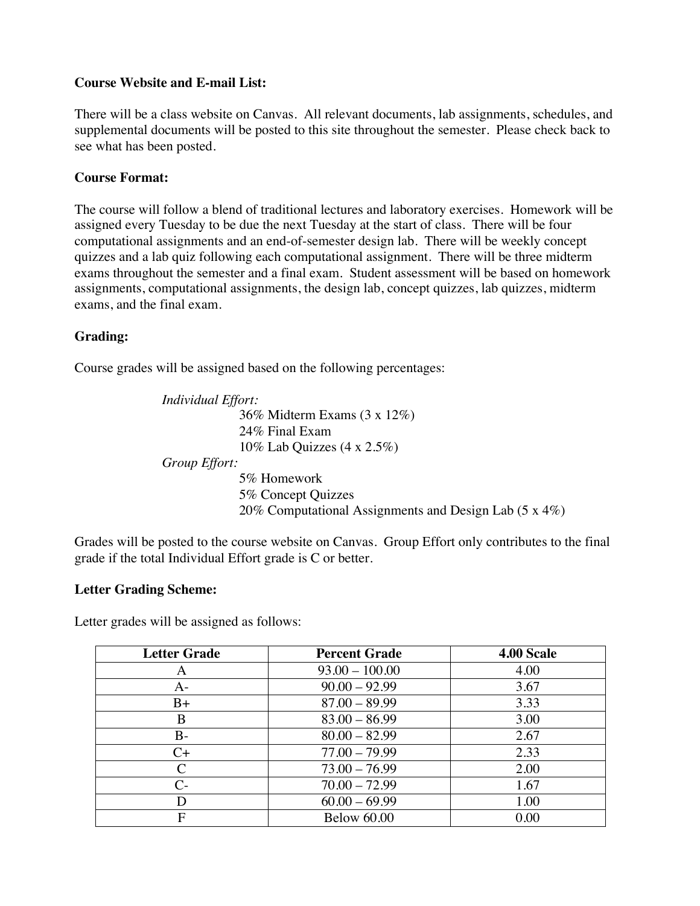**Course Website and E-mail List:**

There will be a class website on Canvas. All relevant documents, lab assignments, schedules, and supplemental documents will be posted to this site throughout the semester. Please check back to see what has been posted.

**Course Format:**

The course will follow a blend of traditional lectures and laboratory exercises. Homework will be assigned every Tuesday to be due the next Tuesday at the start of class. There will be four computational assignments and an end-of-semester design lab. There will be weekly concept quizzes and a lab quiz following each computational assignment. There will be three midterm exams throughout the semester and a final exam. Student assessment will be based on homework assignments, computational assignments, the design lab, concept quizzes, lab quizzes, midterm exams, and the final exam.

**Grading:**

Course grades will be assigned based on the following percentages:

*Individual Effort:*

- 36% Midterm Exams (3 x 12%)
- 24% Final Exam
- 10% Lab Quizzes (4 x 2.5%)

*Group Effort:*

- 5% Homework
- 5% Concept Quizzes
- 20% Computational Assignments and Design Lab (5 x 4%)

Grades will be posted to the course website on Canvas. Group Effort only contributes to the final grade if the total Individual Effort grade is C or better.

**Letter Grading Scheme:**

Letter grades will be assigned as follows:

| Letter Grade | Percent Grade | 4.00 Scale |
|---|---|---|
| A | 93.00 – 100.00 | 4.00 |
| A- | 90.00 – 92.99 | 3.67 |
| B+ | 87.00 – 89.99 | 3.33 |
| B | 83.00 – 86.99 | 3.00 |
| B- | 80.00 – 82.99 | 2.67 |
| C+ | 77.00 – 79.99 | 2.33 |
| C | 73.00 – 76.99 | 2.00 |
| C- | 70.00 – 72.99 | 1.67 |
| D | 60.00 – 69.99 | 1.00 |
| F | Below 60.00 | 0.00 |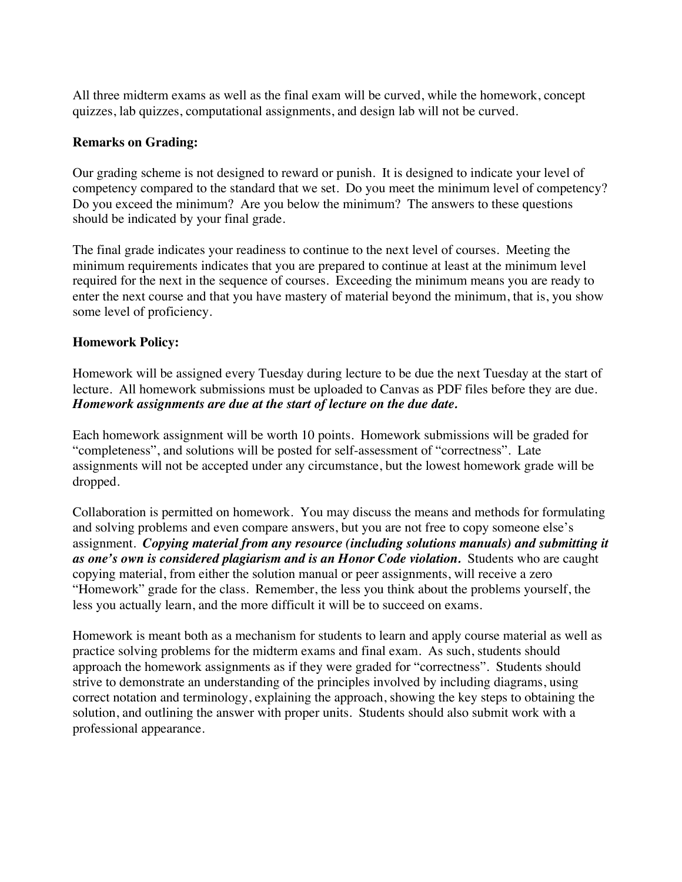All three midterm exams as well as the final exam will be curved, while the homework, concept quizzes, lab quizzes, computational assignments, and design lab will not be curved.

**Remarks on Grading:**

Our grading scheme is not designed to reward or punish. It is designed to indicate your level of competency compared to the standard that we set. Do you meet the minimum level of competency? Do you exceed the minimum? Are you below the minimum? The answers to these questions should be indicated by your final grade.

The final grade indicates your readiness to continue to the next level of courses. Meeting the minimum requirements indicates that you are prepared to continue at least at the minimum level required for the next in the sequence of courses. Exceeding the minimum means you are ready to enter the next course and that you have mastery of material beyond the minimum, that is, you show some level of proficiency.

**Homework Policy:**

Homework will be assigned every Tuesday during lecture to be due the next Tuesday at the start of lecture. All homework submissions must be uploaded to Canvas as PDF files before they are due. ***Homework assignments are due at the start of lecture on the due date.***

Each homework assignment will be worth 10 points. Homework submissions will be graded for "completeness", and solutions will be posted for self-assessment of "correctness". Late assignments will not be accepted under any circumstance, but the lowest homework grade will be dropped.

Collaboration is permitted on homework. You may discuss the means and methods for formulating and solving problems and even compare answers, but you are not free to copy someone else's assignment. ***Copying material from any resource (including solutions manuals) and submitting it as one's own is considered plagiarism and is an Honor Code violation.*** Students who are caught copying material, from either the solution manual or peer assignments, will receive a zero "Homework" grade for the class. Remember, the less you think about the problems yourself, the less you actually learn, and the more difficult it will be to succeed on exams.

Homework is meant both as a mechanism for students to learn and apply course material as well as practice solving problems for the midterm exams and final exam. As such, students should approach the homework assignments as if they were graded for "correctness". Students should strive to demonstrate an understanding of the principles involved by including diagrams, using correct notation and terminology, explaining the approach, showing the key steps to obtaining the solution, and outlining the answer with proper units. Students should also submit work with a professional appearance.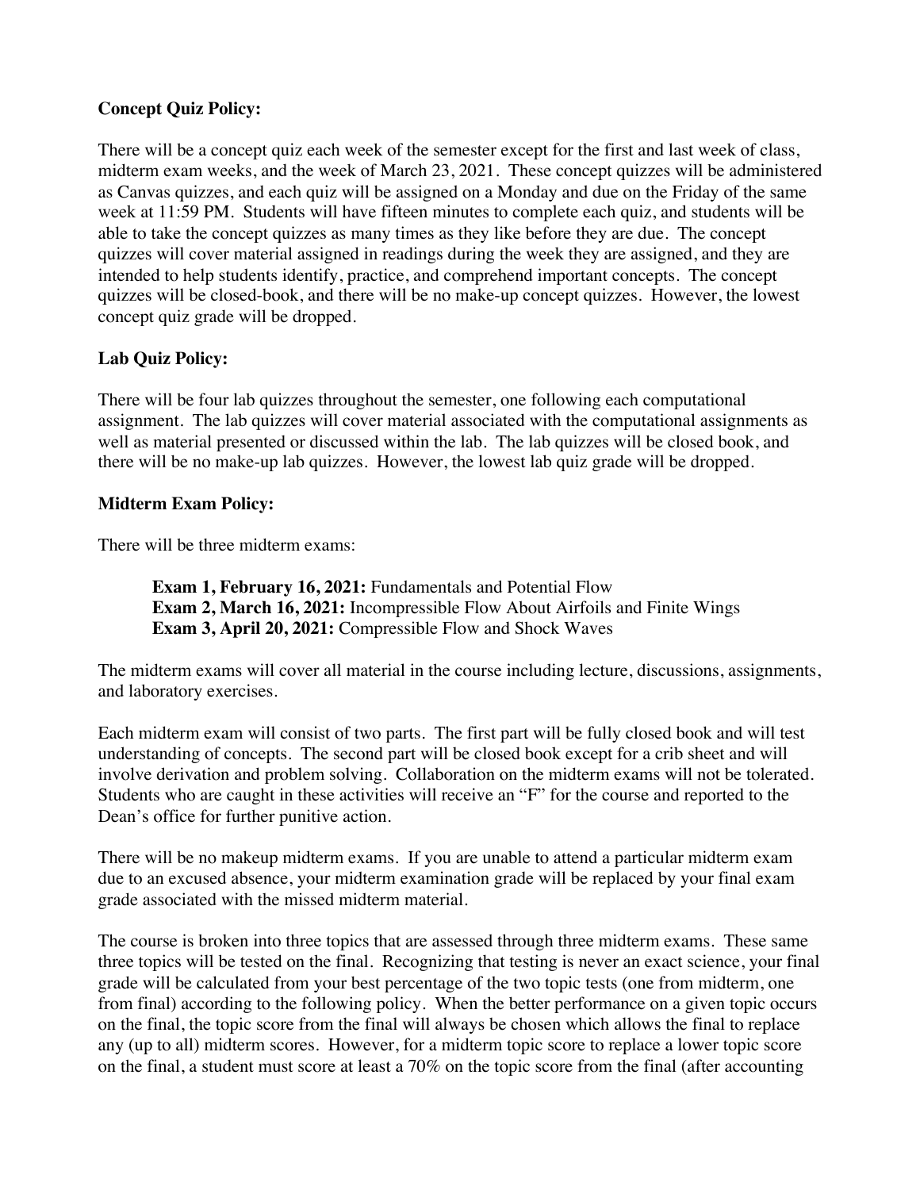**Concept Quiz Policy:**

There will be a concept quiz each week of the semester except for the first and last week of class, midterm exam weeks, and the week of March 23, 2021. These concept quizzes will be administered as Canvas quizzes, and each quiz will be assigned on a Monday and due on the Friday of the same week at 11:59 PM. Students will have fifteen minutes to complete each quiz, and students will be able to take the concept quizzes as many times as they like before they are due. The concept quizzes will cover material assigned in readings during the week they are assigned, and they are intended to help students identify, practice, and comprehend important concepts. The concept quizzes will be closed-book, and there will be no make-up concept quizzes. However, the lowest concept quiz grade will be dropped.

**Lab Quiz Policy:**

There will be four lab quizzes throughout the semester, one following each computational assignment. The lab quizzes will cover material associated with the computational assignments as well as material presented or discussed within the lab. The lab quizzes will be closed book, and there will be no make-up lab quizzes. However, the lowest lab quiz grade will be dropped.

**Midterm Exam Policy:**

There will be three midterm exams:

> **Exam 1, February 16, 2021:** Fundamentals and Potential Flow
> **Exam 2, March 16, 2021:** Incompressible Flow About Airfoils and Finite Wings
> **Exam 3, April 20, 2021:** Compressible Flow and Shock Waves

The midterm exams will cover all material in the course including lecture, discussions, assignments, and laboratory exercises.

Each midterm exam will consist of two parts. The first part will be fully closed book and will test understanding of concepts. The second part will be closed book except for a crib sheet and will involve derivation and problem solving. Collaboration on the midterm exams will not be tolerated. Students who are caught in these activities will receive an "F" for the course and reported to the Dean's office for further punitive action.

There will be no makeup midterm exams. If you are unable to attend a particular midterm exam due to an excused absence, your midterm examination grade will be replaced by your final exam grade associated with the missed midterm material.

The course is broken into three topics that are assessed through three midterm exams. These same three topics will be tested on the final. Recognizing that testing is never an exact science, your final grade will be calculated from your best percentage of the two topic tests (one from midterm, one from final) according to the following policy. When the better performance on a given topic occurs on the final, the topic score from the final will always be chosen which allows the final to replace any (up to all) midterm scores. However, for a midterm topic score to replace a lower topic score on the final, a student must score at least a 70% on the topic score from the final (after accounting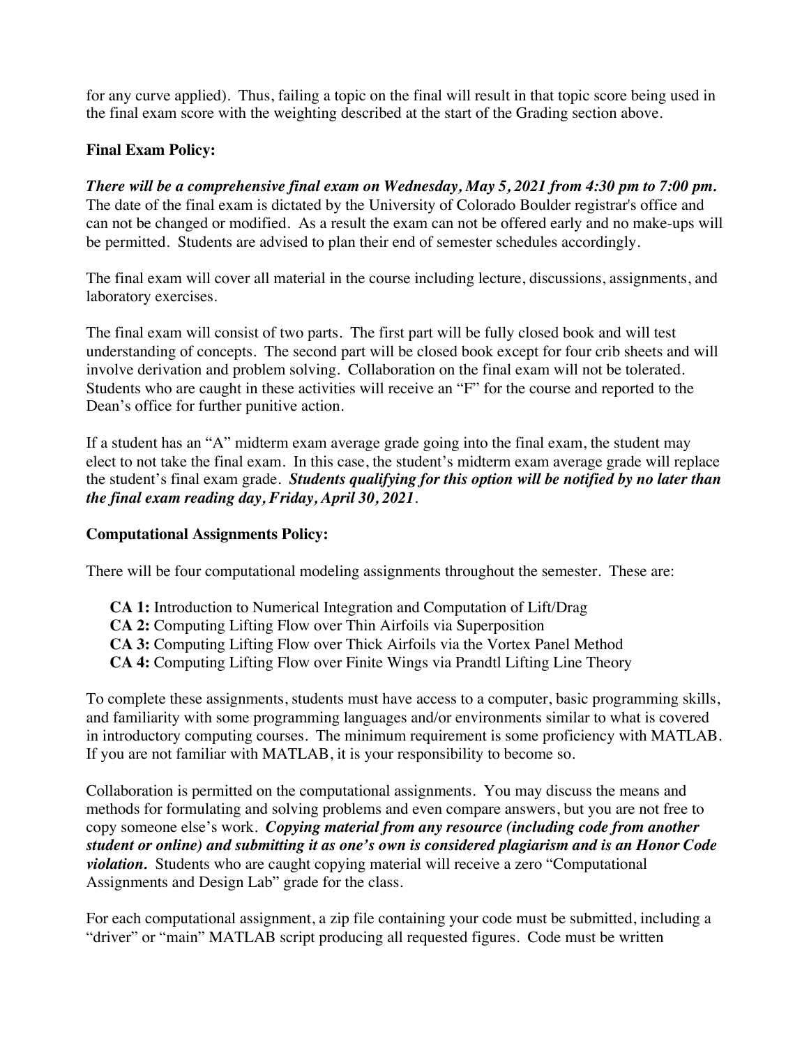for any curve applied). Thus, failing a topic on the final will result in that topic score being used in the final exam score with the weighting described at the start of the Grading section above.

**Final Exam Policy:**

***There will be a comprehensive final exam on Wednesday, May 5, 2021 from 4:30 pm to 7:00 pm.*** The date of the final exam is dictated by the University of Colorado Boulder registrar's office and can not be changed or modified. As a result the exam can not be offered early and no make-ups will be permitted. Students are advised to plan their end of semester schedules accordingly.

The final exam will cover all material in the course including lecture, discussions, assignments, and laboratory exercises.

The final exam will consist of two parts. The first part will be fully closed book and will test understanding of concepts. The second part will be closed book except for four crib sheets and will involve derivation and problem solving. Collaboration on the final exam will not be tolerated. Students who are caught in these activities will receive an "F" for the course and reported to the Dean's office for further punitive action.

If a student has an "A" midterm exam average grade going into the final exam, the student may elect to not take the final exam. In this case, the student's midterm exam average grade will replace the student's final exam grade. ***Students qualifying for this option will be notified by no later than the final exam reading day, Friday, April 30, 2021***.

**Computational Assignments Policy:**

There will be four computational modeling assignments throughout the semester. These are:

- **CA 1:** Introduction to Numerical Integration and Computation of Lift/Drag
- **CA 2:** Computing Lifting Flow over Thin Airfoils via Superposition
- **CA 3:** Computing Lifting Flow over Thick Airfoils via the Vortex Panel Method
- **CA 4:** Computing Lifting Flow over Finite Wings via Prandtl Lifting Line Theory

To complete these assignments, students must have access to a computer, basic programming skills, and familiarity with some programming languages and/or environments similar to what is covered in introductory computing courses. The minimum requirement is some proficiency with MATLAB. If you are not familiar with MATLAB, it is your responsibility to become so.

Collaboration is permitted on the computational assignments. You may discuss the means and methods for formulating and solving problems and even compare answers, but you are not free to copy someone else's work. ***Copying material from any resource (including code from another student or online) and submitting it as one's own is considered plagiarism and is an Honor Code violation.*** Students who are caught copying material will receive a zero "Computational Assignments and Design Lab" grade for the class.

For each computational assignment, a zip file containing your code must be submitted, including a "driver" or "main" MATLAB script producing all requested figures. Code must be written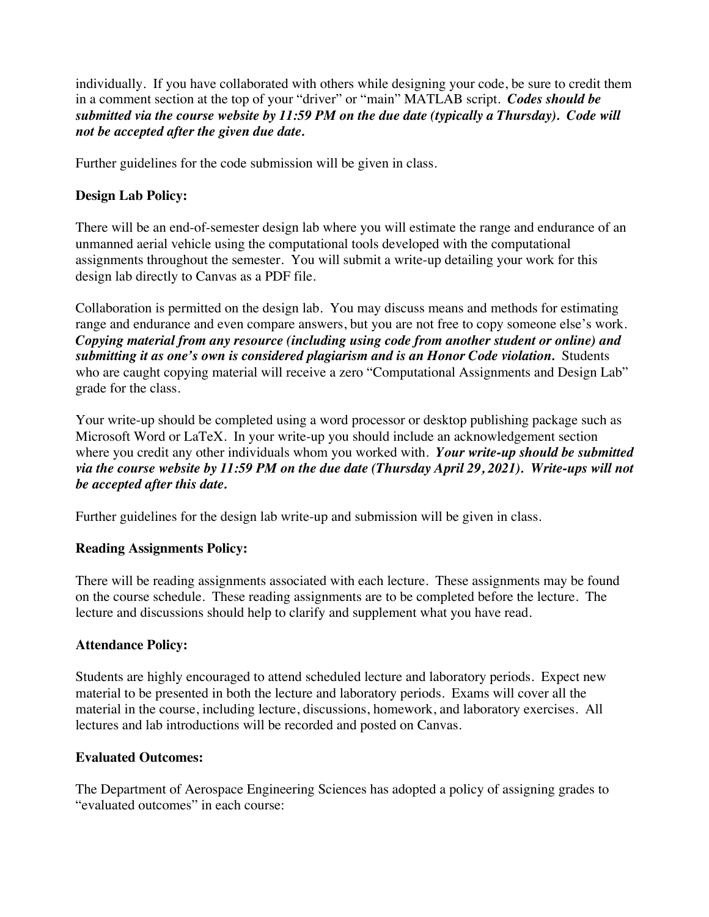individually. If you have collaborated with others while designing your code, be sure to credit them in a comment section at the top of your "driver" or "main" MATLAB script. ***Codes should be submitted via the course website by 11:59 PM on the due date (typically a Thursday). Code will not be accepted after the given due date.***

Further guidelines for the code submission will be given in class.

**Design Lab Policy:**

There will be an end-of-semester design lab where you will estimate the range and endurance of an unmanned aerial vehicle using the computational tools developed with the computational assignments throughout the semester. You will submit a write-up detailing your work for this design lab directly to Canvas as a PDF file.

Collaboration is permitted on the design lab. You may discuss means and methods for estimating range and endurance and even compare answers, but you are not free to copy someone else's work. ***Copying material from any resource (including using code from another student or online) and submitting it as one's own is considered plagiarism and is an Honor Code violation.*** Students who are caught copying material will receive a zero "Computational Assignments and Design Lab" grade for the class.

Your write-up should be completed using a word processor or desktop publishing package such as Microsoft Word or LaTeX. In your write-up you should include an acknowledgement section where you credit any other individuals whom you worked with. ***Your write-up should be submitted via the course website by 11:59 PM on the due date (Thursday April 29, 2021). Write-ups will not be accepted after this date.***

Further guidelines for the design lab write-up and submission will be given in class.

**Reading Assignments Policy:**

There will be reading assignments associated with each lecture. These assignments may be found on the course schedule. These reading assignments are to be completed before the lecture. The lecture and discussions should help to clarify and supplement what you have read.

**Attendance Policy:**

Students are highly encouraged to attend scheduled lecture and laboratory periods. Expect new material to be presented in both the lecture and laboratory periods. Exams will cover all the material in the course, including lecture, discussions, homework, and laboratory exercises. All lectures and lab introductions will be recorded and posted on Canvas.

**Evaluated Outcomes:**

The Department of Aerospace Engineering Sciences has adopted a policy of assigning grades to "evaluated outcomes" in each course: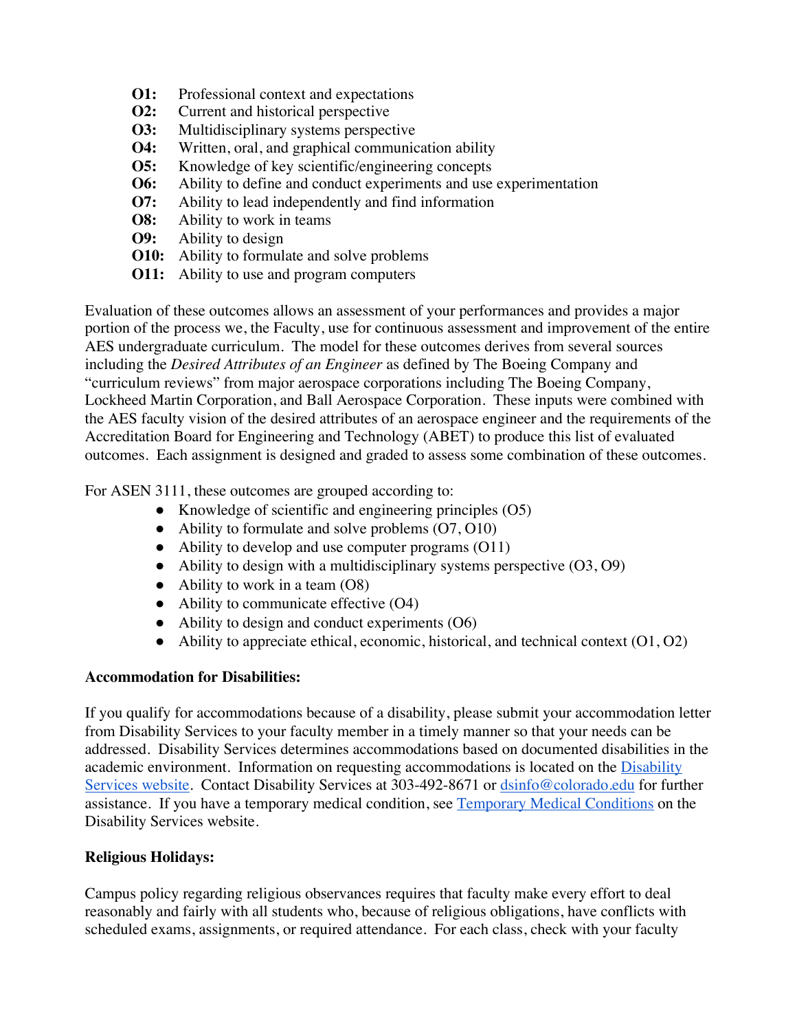- **O1:** Professional context and expectations
- **O2:** Current and historical perspective
- **O3:** Multidisciplinary systems perspective
- **O4:** Written, oral, and graphical communication ability
- **O5:** Knowledge of key scientific/engineering concepts
- **O6:** Ability to define and conduct experiments and use experimentation
- **O7:** Ability to lead independently and find information
- **O8:** Ability to work in teams
- **O9:** Ability to design
- **O10:** Ability to formulate and solve problems
- **O11:** Ability to use and program computers

Evaluation of these outcomes allows an assessment of your performances and provides a major portion of the process we, the Faculty, use for continuous assessment and improvement of the entire AES undergraduate curriculum. The model for these outcomes derives from several sources including the *Desired Attributes of an Engineer* as defined by The Boeing Company and "curriculum reviews" from major aerospace corporations including The Boeing Company, Lockheed Martin Corporation, and Ball Aerospace Corporation. These inputs were combined with the AES faculty vision of the desired attributes of an aerospace engineer and the requirements of the Accreditation Board for Engineering and Technology (ABET) to produce this list of evaluated outcomes. Each assignment is designed and graded to assess some combination of these outcomes.

For ASEN 3111, these outcomes are grouped according to:

- Knowledge of scientific and engineering principles (O5)
- Ability to formulate and solve problems (O7, O10)
- Ability to develop and use computer programs (O11)
- Ability to design with a multidisciplinary systems perspective (O3, O9)
- Ability to work in a team (O8)
- Ability to communicate effective (O4)
- Ability to design and conduct experiments (O6)
- Ability to appreciate ethical, economic, historical, and technical context (O1, O2)

**Accommodation for Disabilities:**

If you qualify for accommodations because of a disability, please submit your accommodation letter from Disability Services to your faculty member in a timely manner so that your needs can be addressed. Disability Services determines accommodations based on documented disabilities in the academic environment. Information on requesting accommodations is located on the Disability Services website. Contact Disability Services at 303-492-8671 or dsinfo@colorado.edu for further assistance. If you have a temporary medical condition, see Temporary Medical Conditions on the Disability Services website.

**Religious Holidays:**

Campus policy regarding religious observances requires that faculty make every effort to deal reasonably and fairly with all students who, because of religious obligations, have conflicts with scheduled exams, assignments, or required attendance. For each class, check with your faculty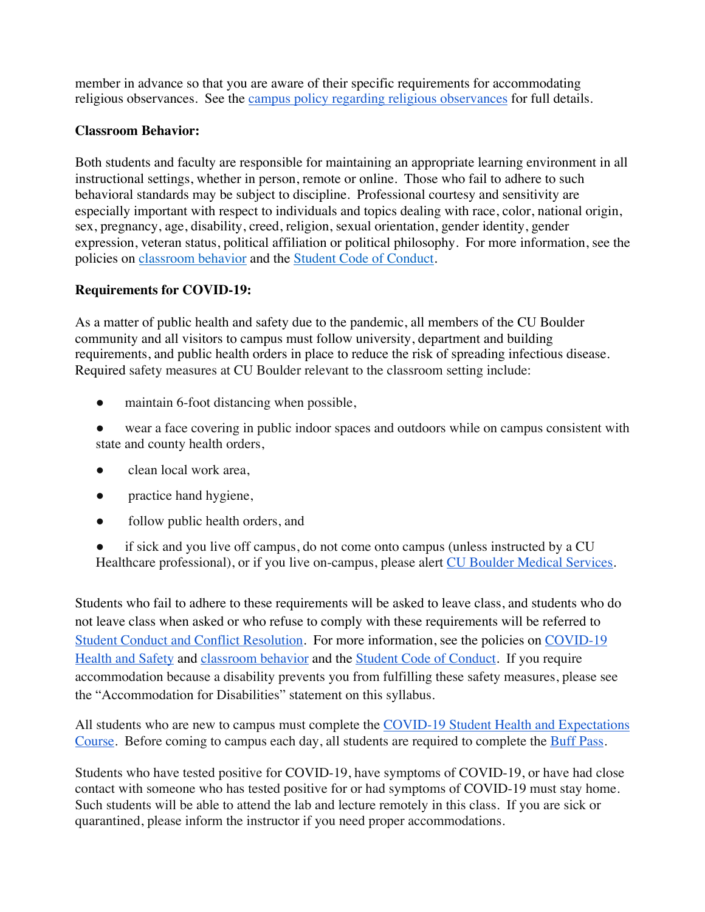member in advance so that you are aware of their specific requirements for accommodating religious observances. See the campus policy regarding religious observances for full details.

**Classroom Behavior:**

Both students and faculty are responsible for maintaining an appropriate learning environment in all instructional settings, whether in person, remote or online. Those who fail to adhere to such behavioral standards may be subject to discipline. Professional courtesy and sensitivity are especially important with respect to individuals and topics dealing with race, color, national origin, sex, pregnancy, age, disability, creed, religion, sexual orientation, gender identity, gender expression, veteran status, political affiliation or political philosophy. For more information, see the policies on classroom behavior and the Student Code of Conduct.

**Requirements for COVID-19:**

As a matter of public health and safety due to the pandemic, all members of the CU Boulder community and all visitors to campus must follow university, department and building requirements, and public health orders in place to reduce the risk of spreading infectious disease. Required safety measures at CU Boulder relevant to the classroom setting include:

- maintain 6-foot distancing when possible,
- wear a face covering in public indoor spaces and outdoors while on campus consistent with state and county health orders,
- clean local work area,
- practice hand hygiene,
- follow public health orders, and
- if sick and you live off campus, do not come onto campus (unless instructed by a CU Healthcare professional), or if you live on-campus, please alert CU Boulder Medical Services.

Students who fail to adhere to these requirements will be asked to leave class, and students who do not leave class when asked or who refuse to comply with these requirements will be referred to Student Conduct and Conflict Resolution. For more information, see the policies on COVID-19 Health and Safety and classroom behavior and the Student Code of Conduct. If you require accommodation because a disability prevents you from fulfilling these safety measures, please see the "Accommodation for Disabilities" statement on this syllabus.

All students who are new to campus must complete the COVID-19 Student Health and Expectations Course. Before coming to campus each day, all students are required to complete the Buff Pass.

Students who have tested positive for COVID-19, have symptoms of COVID-19, or have had close contact with someone who has tested positive for or had symptoms of COVID-19 must stay home. Such students will be able to attend the lab and lecture remotely in this class. If you are sick or quarantined, please inform the instructor if you need proper accommodations.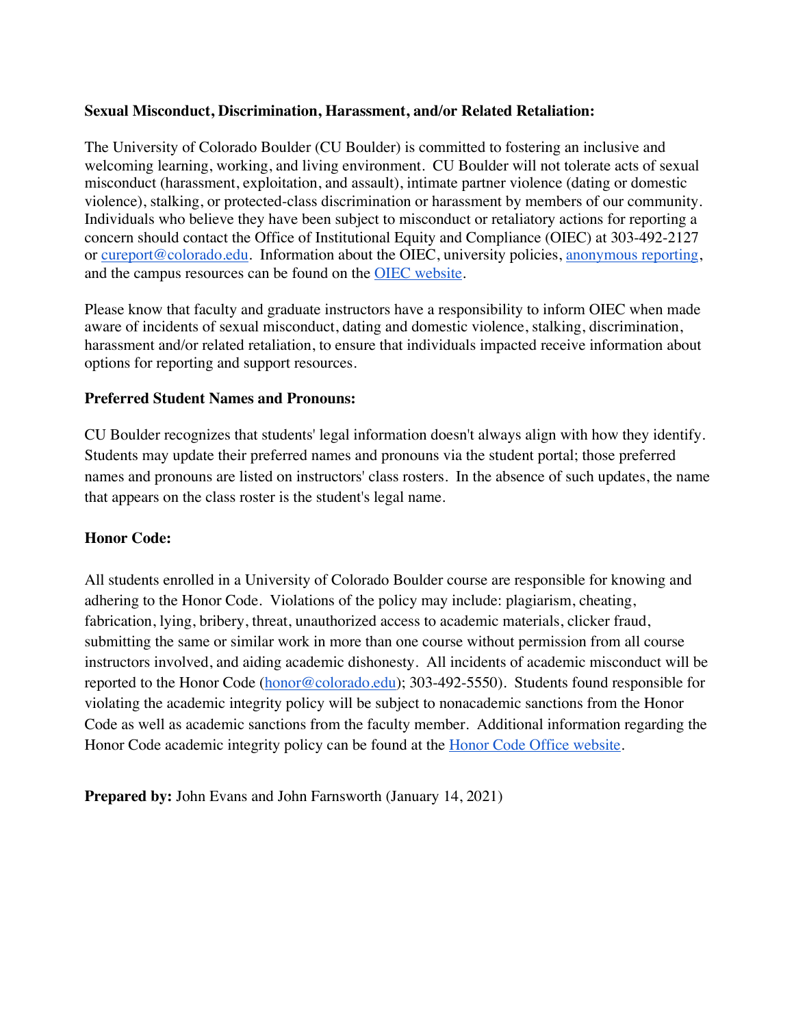**Sexual Misconduct, Discrimination, Harassment, and/or Related Retaliation:**

The University of Colorado Boulder (CU Boulder) is committed to fostering an inclusive and welcoming learning, working, and living environment. CU Boulder will not tolerate acts of sexual misconduct (harassment, exploitation, and assault), intimate partner violence (dating or domestic violence), stalking, or protected-class discrimination or harassment by members of our community. Individuals who believe they have been subject to misconduct or retaliatory actions for reporting a concern should contact the Office of Institutional Equity and Compliance (OIEC) at 303-492-2127 or cureport@colorado.edu. Information about the OIEC, university policies, anonymous reporting, and the campus resources can be found on the OIEC website.

Please know that faculty and graduate instructors have a responsibility to inform OIEC when made aware of incidents of sexual misconduct, dating and domestic violence, stalking, discrimination, harassment and/or related retaliation, to ensure that individuals impacted receive information about options for reporting and support resources.

**Preferred Student Names and Pronouns:**

CU Boulder recognizes that students' legal information doesn't always align with how they identify. Students may update their preferred names and pronouns via the student portal; those preferred names and pronouns are listed on instructors' class rosters. In the absence of such updates, the name that appears on the class roster is the student's legal name.

**Honor Code:**

All students enrolled in a University of Colorado Boulder course are responsible for knowing and adhering to the Honor Code. Violations of the policy may include: plagiarism, cheating, fabrication, lying, bribery, threat, unauthorized access to academic materials, clicker fraud, submitting the same or similar work in more than one course without permission from all course instructors involved, and aiding academic dishonesty. All incidents of academic misconduct will be reported to the Honor Code (honor@colorado.edu); 303-492-5550). Students found responsible for violating the academic integrity policy will be subject to nonacademic sanctions from the Honor Code as well as academic sanctions from the faculty member. Additional information regarding the Honor Code academic integrity policy can be found at the Honor Code Office website.

**Prepared by:** John Evans and John Farnsworth (January 14, 2021)